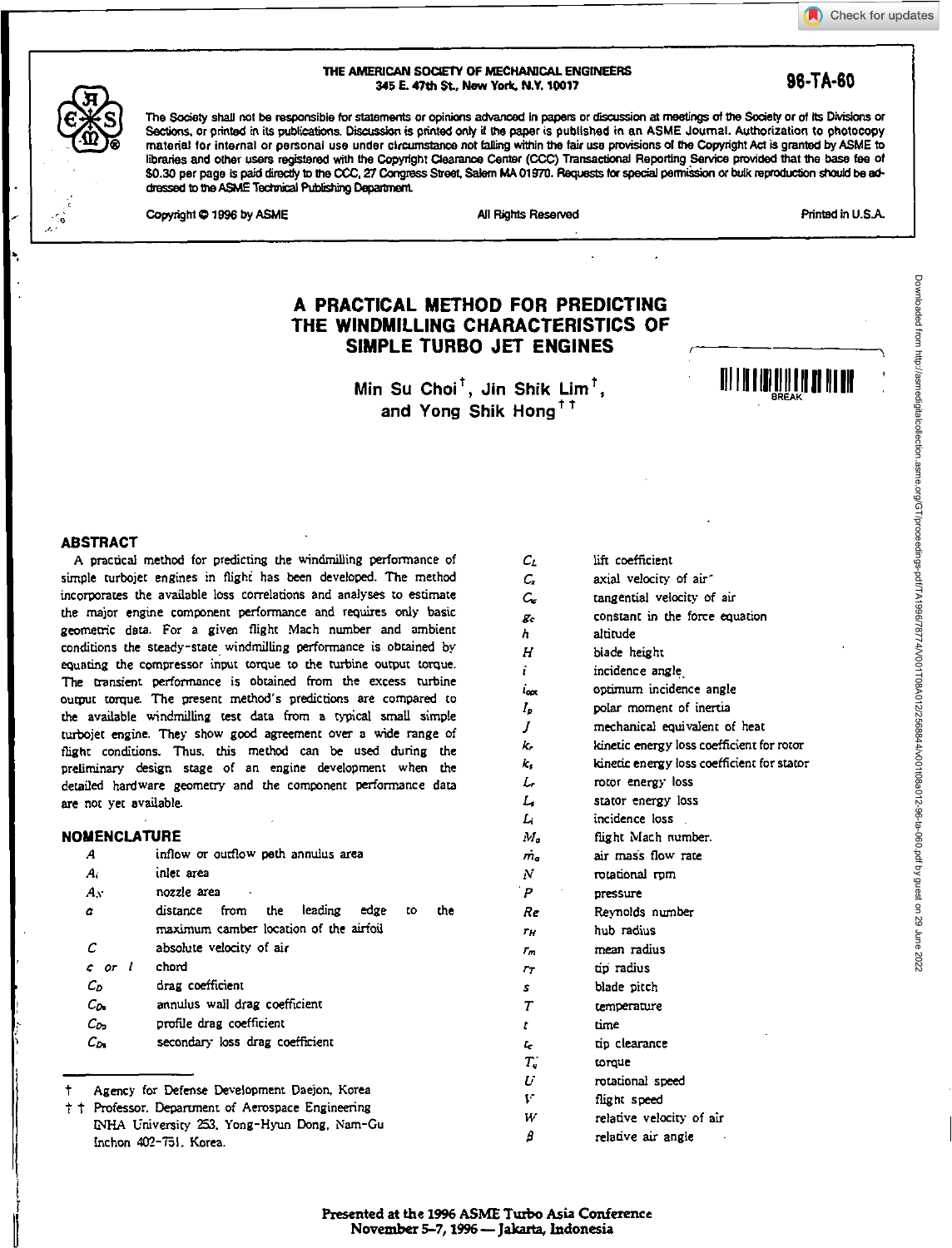THE AMERICAN SOCIETY OF MECHANICAL ENGINEERS
345 E. 47th St., New York, N.Y. 10017

96-TA-60

The Society shall not be responsible for statements or opinions advanced in papers or discussion at meetings of the Society or of its Divisions or Sections, or printed in its publications. Discussion is printed only if the paper is published in an ASME Journal. Authorization to photocopy material for internal or personal use under circumstance not falling within the fair use provisions of the Copyright Act is granted by ASME to libraries and other users registered with the Copyright Clearance Center (CCC) Transactional Reporting Service provided that the base fee of $0.30 per page is paid directly to the CCC, 27 Congress Street, Salem MA 01970. Requests for special permission or bulk reproduction should be addressed to the ASME Technical Publishing Department.

Copyright © 1996 by ASME — All Rights Reserved — Printed in U.S.A.

# A PRACTICAL METHOD FOR PREDICTING THE WINDMILLING CHARACTERISTICS OF SIMPLE TURBO JET ENGINES

**Min Su Choi[†], Jin Shik Lim[†], and Yong Shik Hong[††]**

## ABSTRACT

A practical method for predicting the windmilling performance of simple turbojet engines in flight has been developed. The method incorporates the available loss correlations and analyses to estimate the major engine component performance and requires only basic geometric data. For a given flight Mach number and ambient conditions the steady-state windmilling performance is obtained by equating the compressor input torque to the turbine output torque. The transient performance is obtained from the excess turbine output torque. The present method's predictions are compared to the available windmilling test data from a typical small simple turbojet engine. They show good agreement over a wide range of flight conditions. Thus, this method can be used during the preliminary design stage of an engine development when the detailed hardware geometry and the component performance data are not yet available.

## NOMENCLATURE

| | |
|---|---|
| $A$ | inflow or outflow path annulus area |
| $A_i$ | inlet area |
| $A_N$ | nozzle area |
| $a$ | distance from the leading edge to the maximum camber location of the airfoil |
| $C$ | absolute velocity of air |
| $c$ or $l$ | chord |
| $C_D$ | drag coefficient |
| $C_{Da}$ | annulus wall drag coefficient |
| $C_{Dp}$ | profile drag coefficient |
| $C_{Ds}$ | secondary loss drag coefficient |
| $C_L$ | lift coefficient |
| $C_x$ | axial velocity of air |
| $C_w$ | tangential velocity of air |
| $g_c$ | constant in the force equation |
| $h$ | altitude |
| $H$ | blade height |
| $i$ | incidence angle |
| $i_{opt}$ | optimum incidence angle |
| $I_p$ | polar moment of inertia |
| $J$ | mechanical equivalent of heat |
| $k_r$ | kinetic energy loss coefficient for rotor |
| $k_s$ | kinetic energy loss coefficient for stator |
| $L_r$ | rotor energy loss |
| $L_s$ | stator energy loss |
| $L_i$ | incidence loss |
| $M_a$ | flight Mach number. |
| $\dot{m}_a$ | air mass flow rate |
| $N$ | rotational rpm |
| $P$ | pressure |
| $Re$ | Reynolds number |
| $r_H$ | hub radius |
| $r_m$ | mean radius |
| $r_T$ | tip radius |
| $s$ | blade pitch |
| $T$ | temperature |
| $t$ | time |
| $t_c$ | tip clearance |
| $T_q$ | torque |
| $U$ | rotational speed |
| $V$ | flight speed |
| $W$ | relative velocity of air |
| $\beta$ | relative air angle |

[†] Agency for Defense Development Daejon, Korea

[††] Professor, Department of Aerospace Engineering INHA University 253, Yong-Hyun Dong, Nam-Gu Inchon 402-751, Korea.

Presented at the 1996 ASME Turbo Asia Conference
November 5–7, 1996 — Jakarta, Indonesia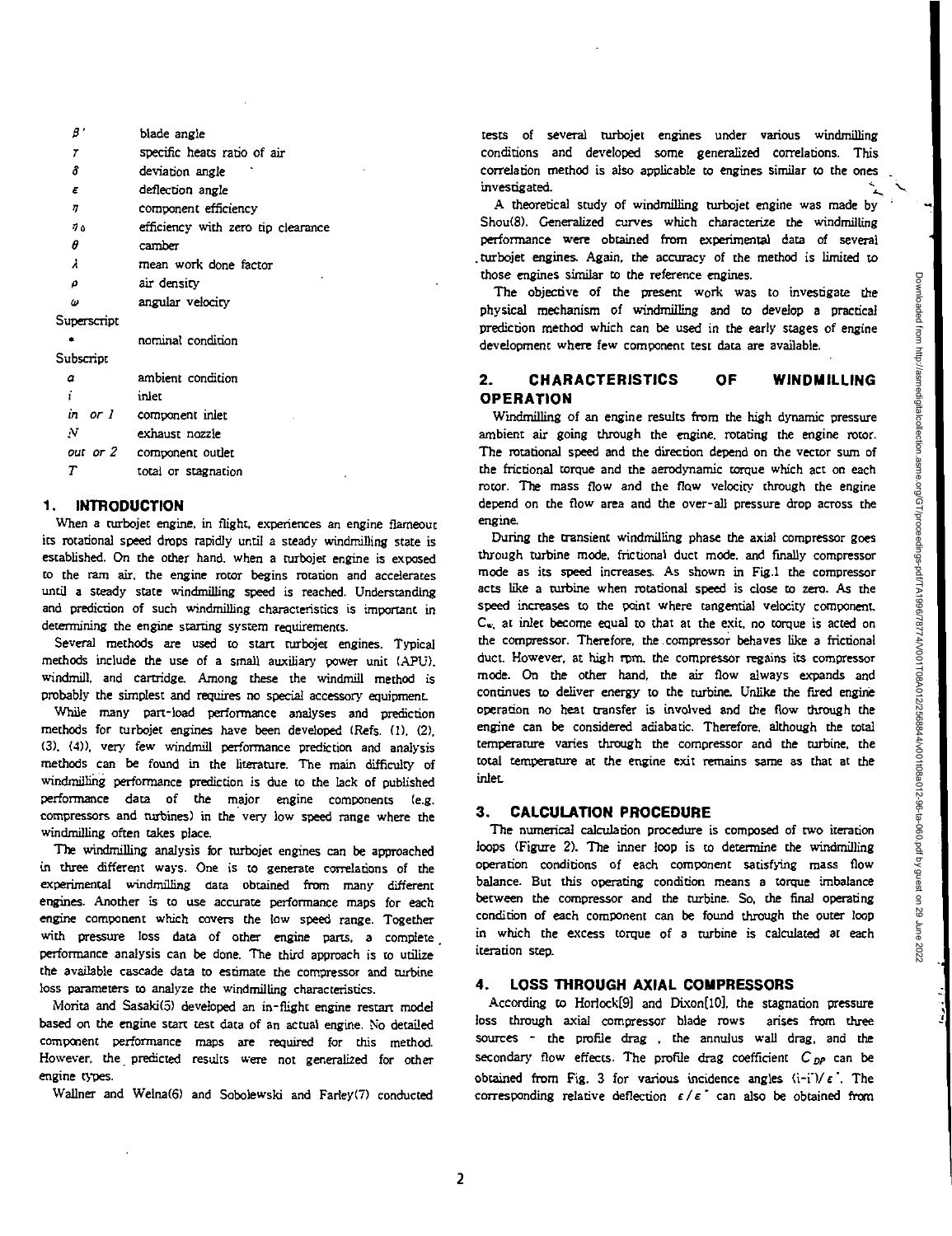| | |
|---|---|
| $\beta'$ | blade angle |
| $\gamma$ | specific heats ratio of air |
| $\delta$ | deviation angle |
| $\varepsilon$ | deflection angle |
| $\eta$ | component efficiency |
| $\eta_0$ | efficiency with zero tip clearance |
| $\theta$ | camber |
| $\lambda$ | mean work done factor |
| $\rho$ | air density |
| $\omega$ | angular velocity |

Superscript

| | |
|---|---|
| $*$ | nominal condition |

Subscript

| | |
|---|---|
| $a$ | ambient condition |
| $i$ | inlet |
| $in$ or $1$ | component inlet |
| $N$ | exhaust nozzle |
| $out$ or $2$ | component outlet |
| $T$ | total or stagnation |

## 1. INTRODUCTION

When a turbojet engine, in flight, experiences an engine flameout its rotational speed drops rapidly until a steady windmilling state is established. On the other hand, when a turbojet engine is exposed to the ram air, the engine rotor begins rotation and accelerates until a steady state windmilling speed is reached. Understanding and prediction of such windmilling characteristics is important in determining the engine starting system requirements.

Several methods are used to start turbojet engines. Typical methods include the use of a small auxiliary power unit (APU), windmill, and cartridge. Among these the windmill method is probably the simplest and requires no special accessory equipment.

While many part-load performance analyses and prediction methods for turbojet engines have been developed (Refs. (1), (2), (3), (4)), very few windmill performance prediction and analysis methods can be found in the literature. The main difficulty of windmilling performance prediction is due to the lack of published performance data of the major engine components (e.g. compressors and turbines) in the very low speed range where the windmilling often takes place.

The windmilling analysis for turbojet engines can be approached in three different ways. One is to generate correlations of the experimental windmilling data obtained from many different engines. Another is to use accurate performance maps for each engine component which covers the low speed range. Together with pressure loss data of other engine parts, a complete performance analysis can be done. The third approach is to utilize the available cascade data to estimate the compressor and turbine loss parameters to analyze the windmilling characteristics.

Morita and Sasaki(5) developed an in-flight engine restart model based on the engine start test data of an actual engine. No detailed component performance maps are required for this method. However, the predicted results were not generalized for other engine types.

Wallner and Welna(6) and Sobolewski and Farley(7) conducted tests of several turbojet engines under various windmilling conditions and developed some generalized correlations. This correlation method is also applicable to engines similar to the ones investigated.

A theoretical study of windmilling turbojet engine was made by Shou(8). Generalized curves which characterize the windmilling performance were obtained from experimental data of several turbojet engines. Again, the accuracy of the method is limited to those engines similar to the reference engines.

The objective of the present work was to investigate the physical mechanism of windmilling and to develop a practical prediction method which can be used in the early stages of engine development where few component test data are available.

## 2. CHARACTERISTICS OF WINDMILLING OPERATION

Windmilling of an engine results from the high dynamic pressure ambient air going through the engine, rotating the engine rotor. The rotational speed and the direction depend on the vector sum of the frictional torque and the aerodynamic torque which act on each rotor. The mass flow and the flow velocity through the engine depend on the flow area and the over-all pressure drop across the engine.

During the transient windmilling phase the axial compressor goes through turbine mode, frictional duct mode, and finally compressor mode as its speed increases. As shown in Fig.1 the compressor acts like a turbine when rotational speed is close to zero. As the speed increases to the point where tangential velocity component, $C_w$, at inlet become equal to that at the exit, no torque is acted on the compressor. Therefore, the compressor behaves like a frictional duct. However, at high rpm, the compressor regains its compressor mode. On the other hand, the air flow always expands and continues to deliver energy to the turbine. Unlike the fired engine operation no heat transfer is involved and the flow through the engine can be considered adiabatic. Therefore, although the total temperature varies through the compressor and the turbine, the total temperature at the engine exit remains same as that at the inlet.

## 3. CALCULATION PROCEDURE

The numerical calculation procedure is composed of two iteration loops (Figure 2). The inner loop is to determine the windmilling operation conditions of each component satisfying mass flow balance. But this operating condition means a torque imbalance between the compressor and the turbine. So, the final operating condition of each component can be found through the outer loop in which the excess torque of a turbine is calculated at each iteration step.

## 4. LOSS THROUGH AXIAL COMPRESSORS

According to Horlock[9] and Dixon[10], the stagnation pressure loss through axial compressor blade rows arises from three sources - the profile drag, the annulus wall drag, and the secondary flow effects. The profile drag coefficient $C_{DP}$ can be obtained from Fig. 3 for various incidence angles $(i-i^*)/\varepsilon^*$. The corresponding relative deflection $\varepsilon/\varepsilon^*$ can also be obtained from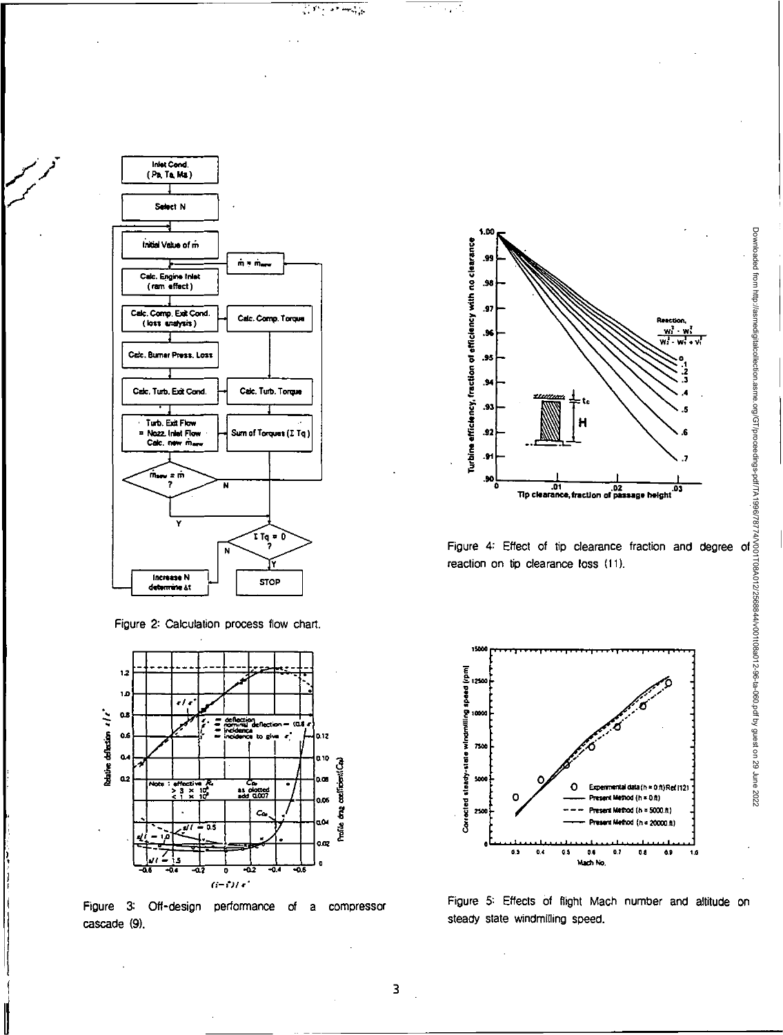Figure 2: Calculation process flow chart.

Figure 3: Off-design performance of a compressor cascade (9).

Figure 4: Effect of tip clearance fraction and degree of reaction on tip clearance loss (11).

Figure 5: Effects of flight Mach number and altitude on steady state windmilling speed.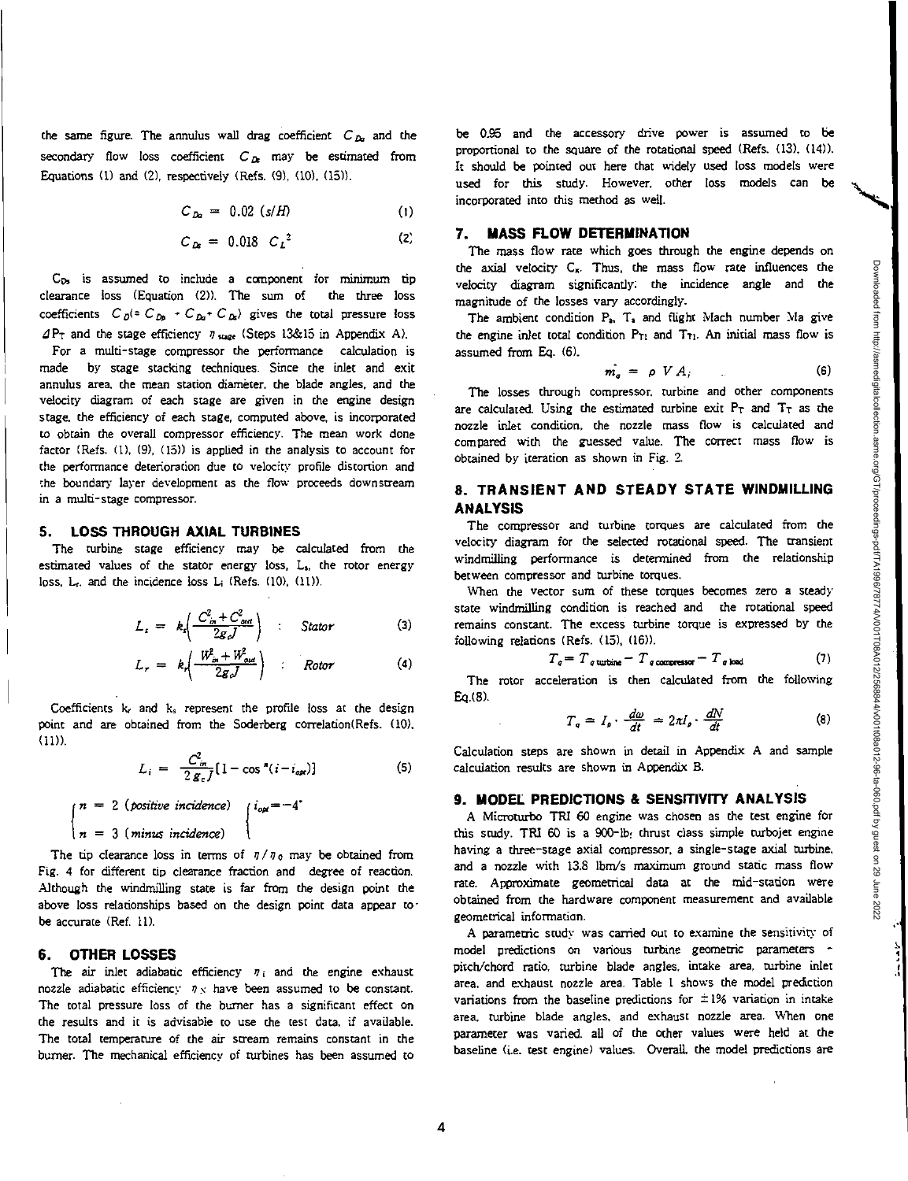the same figure. The annulus wall drag coefficient $C_{Da}$ and the secondary flow loss coefficient $C_{Ds}$ may be estimated from Equations (1) and (2), respectively (Refs. (9), (10), (15)).

$$C_{Da} = 0.02\ (s/H) \tag{1}$$

$$C_{Ds} = 0.018\ C_L^{\ 2} \tag{2}$$

$C_{Ds}$ is assumed to include a component for minimum tip clearance loss (Equation (2)). The sum of the three loss coefficients $C_D (= C_{Dp} + C_{Da} + C_{Ds})$ gives the total pressure loss $\Delta P_T$ and the stage efficiency $\eta_{stage}$ (Steps 13&15 in Appendix A).

For a multi-stage compressor the performance calculation is made by stage stacking techniques. Since the inlet and exit annulus area, the mean station diameter, the blade angles, and the velocity diagram of each stage are given in the engine design stage, the efficiency of each stage, computed above, is incorporated to obtain the overall compressor efficiency. The mean work done factor (Refs. (1), (9), (15)) is applied in the analysis to account for the performance deterioration due to velocity profile distortion and the boundary layer development as the flow proceeds downstream in a multi-stage compressor.

## 5. LOSS THROUGH AXIAL TURBINES

The turbine stage efficiency may be calculated from the estimated values of the stator energy loss, $L_s$, the rotor energy loss, $L_r$, and the incidence loss $L_i$ (Refs. (10), (11)).

$$L_s = k_s \left( \frac{C_{in}^2 + C_{out}^2}{2 g_c J} \right) \quad : \quad Stator \tag{3}$$

$$L_r = k_r \left( \frac{W_{in}^2 + W_{out}^2}{2 g_c J} \right) \quad : \quad Rotor \tag{4}$$

Coefficients $k_r$ and $k_s$ represent the profile loss at the design point and are obtained from the Soderberg correlation(Refs. (10), (11)).

$$L_i = \frac{C_{in}^2}{2 g_c J} [1 - \cos^n (i - i_{opt})] \tag{5}$$

$$\begin{cases} n = 2 \ (positive\ incidence) \\ n = 3 \ (minus\ incidence) \end{cases} \quad \begin{cases} i_{opt} = -4^{\circ} \\ \end{cases}$$

The tip clearance loss in terms of $\eta / \eta_0$ may be obtained from Fig. 4 for different tip clearance fraction and degree of reaction. Although the windmilling state is far from the design point the above loss relationships based on the design point data appear to be accurate (Ref. 11).

## 6. OTHER LOSSES

The air inlet adiabatic efficiency $\eta_i$ and the engine exhaust nozzle adiabatic efficiency $\eta_N$ have been assumed to be constant. The total pressure loss of the burner has a significant effect on the results and it is advisable to use the test data, if available. The total temperature of the air stream remains constant in the burner. The mechanical efficiency of turbines has been assumed to be 0.95 and the accessory drive power is assumed to be proportional to the square of the rotational speed (Refs. (13), (14)). It should be pointed out here that widely used loss models were used for this study. However, other loss models can be incorporated into this method as well.

## 7. MASS FLOW DETERMINATION

The mass flow rate which goes through the engine depends on the axial velocity $C_x$. Thus, the mass flow rate influences the velocity diagram significantly; the incidence angle and the magnitude of the losses vary accordingly.

The ambient condition $P_a$, $T_a$ and flight Mach number Ma give the engine inlet total condition $P_{Ti}$ and $T_{Ti}$. An initial mass flow is assumed from Eq. (6).

$$\dot{m}_a = \rho\ V A_i \tag{6}$$

The losses through compressor, turbine and other components are calculated. Using the estimated turbine exit $P_T$ and $T_T$ as the nozzle inlet condition, the nozzle mass flow is calculated and compared with the guessed value. The correct mass flow is obtained by iteration as shown in Fig. 2.

## 8. TRANSIENT AND STEADY STATE WINDMILLING ANALYSIS

The compressor and turbine torques are calculated from the velocity diagram for the selected rotational speed. The transient windmilling performance is determined from the relationship between compressor and turbine torques.

When the vector sum of these torques becomes zero a steady state windmilling condition is reached and the rotational speed remains constant. The excess turbine torque is expressed by the following relations (Refs. (15), (16)).

$$T_q = T_{q\,turbine} - T_{q\,compressor} - T_{q\,load} \tag{7}$$

The rotor acceleration is then calculated from the following Eq.(8).

$$T_q = I_p \cdot \frac{d\omega}{dt} = 2\pi I_p \cdot \frac{dN}{dt} \tag{8}$$

Calculation steps are shown in detail in Appendix A and sample calculation results are shown in Appendix B.

## 9. MODEL PREDICTIONS & SENSITIVITY ANALYSIS

A Microturbo TRI 60 engine was chosen as the test engine for this study. TRI 60 is a 900-lb$_f$ thrust class simple turbojet engine having a three-stage axial compressor, a single-stage axial turbine, and a nozzle with 13.8 lbm/s maximum ground static mass flow rate. Approximate geometrical data at the mid-station were obtained from the hardware component measurement and available geometrical information.

A parametric study was carried out to examine the sensitivity of model predictions on various turbine geometric parameters - pitch/chord ratio, turbine blade angles, intake area, turbine inlet area, and exhaust nozzle area. Table 1 shows the model prediction variations from the baseline predictions for ±1% variation in intake area, turbine blade angles, and exhaust nozzle area. When one parameter was varied, all of the other values were held at the baseline (i.e. test engine) values. Overall, the model predictions are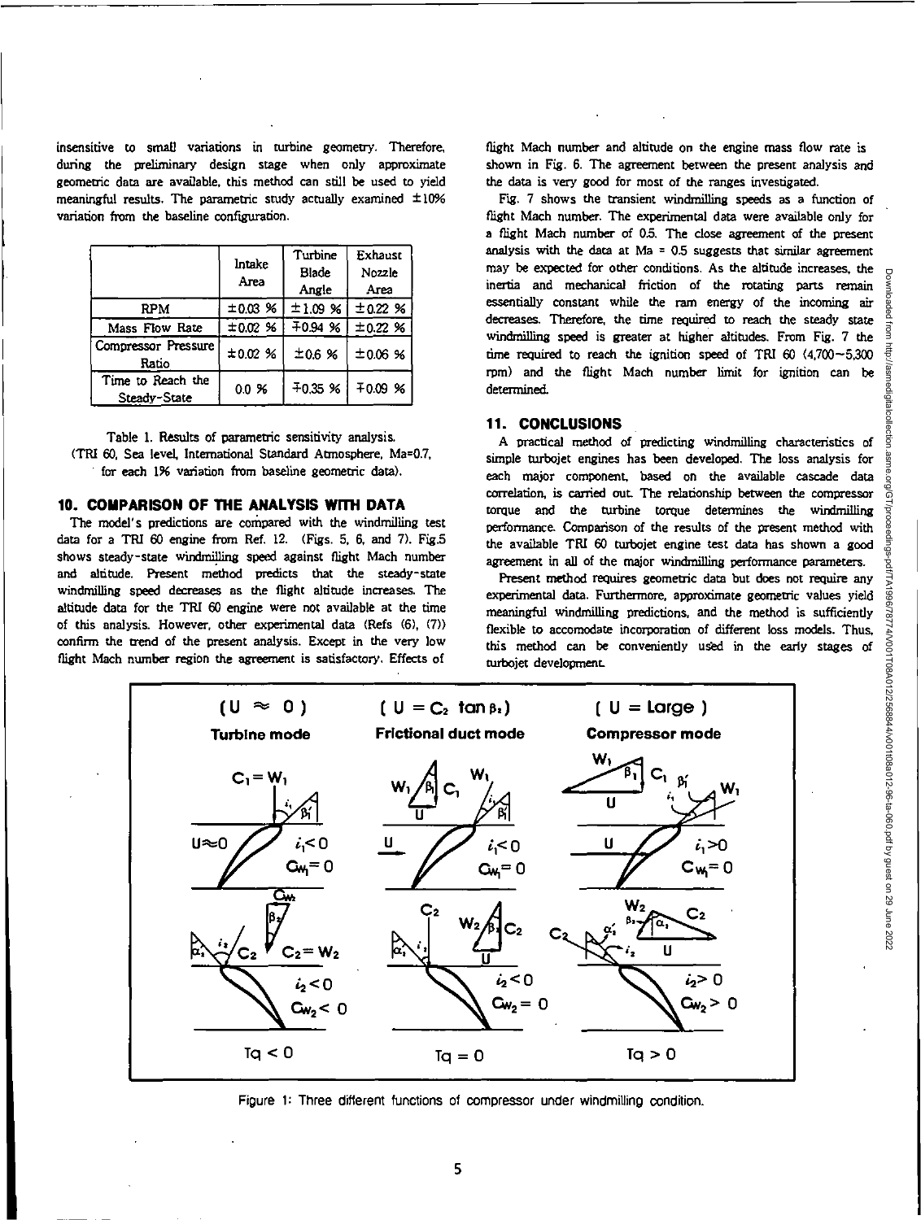insensitive to small variations in turbine geometry. Therefore, during the preliminary design stage when only approximate geometric data are available, this method can still be used to yield meaningful results. The parametric study actually examined ±10% variation from the baseline configuration.

| | Intake Area | Turbine Blade Angle | Exhaust Nozzle Area |
|---|---|---|---|
| RPM | ±0.03 % | ±1.09 % | ±0.22 % |
| Mass Flow Rate | ±0.02 % | ∓0.94 % | ±0.22 % |
| Compressor Pressure Ratio | ±0.02 % | ±0.6 % | ±0.06 % |
| Time to Reach the Steady-State | 0.0 % | ∓0.35 % | ∓0.09 % |

Table 1. Results of parametric sensitivity analysis. (TRI 60, Sea level, International Standard Atmosphere, Ma=0.7, for each 1% variation from baseline geometric data).

## 10. COMPARISON OF THE ANALYSIS WITH DATA

The model's predictions are compared with the windmilling test data for a TRI 60 engine from Ref. 12. (Figs. 5, 6, and 7). Fig.5 shows steady-state windmilling speed against flight Mach number and altitude. Present method predicts that the steady-state windmilling speed decreases as the flight altitude increases. The altitude data for the TRI 60 engine were not available at the time of this analysis. However, other experimental data (Refs (6), (7)) confirm the trend of the present analysis. Except in the very low flight Mach number region the agreement is satisfactory. Effects of flight Mach number and altitude on the engine mass flow rate is shown in Fig. 6. The agreement between the present analysis and the data is very good for most of the ranges investigated.

Fig. 7 shows the transient windmilling speeds as a function of flight Mach number. The experimental data were available only for a flight Mach number of 0.5. The close agreement of the present analysis with the data at Ma = 0.5 suggests that similar agreement may be expected for other conditions. As the altitude increases, the inertia and mechanical friction of the rotating parts remain essentially constant while the ram energy of the incoming air decreases. Therefore, the time required to reach the steady state windmilling speed is greater at higher altitudes. From Fig. 7 the time required to reach the ignition speed of TRI 60 (4,700~5,300 rpm) and the flight Mach number limit for ignition can be determined.

## 11. CONCLUSIONS

A practical method of predicting windmilling characteristics of simple turbojet engines has been developed. The loss analysis for each major component, based on the available cascade data correlation, is carried out. The relationship between the compressor torque and the turbine torque determines the windmilling performance. Comparison of the results of the present method with the available TRI 60 turbojet engine test data has shown a good agreement in all of the major windmilling performance parameters.

Present method requires geometric data but does not require any experimental data. Furthermore, approximate geometric values yield meaningful windmilling predictions, and the method is sufficiently flexible to accomodate incorporation of different loss models. Thus, this method can be conveniently used in the early stages of turbojet development.

Figure 1: Three different functions of compressor under windmilling condition.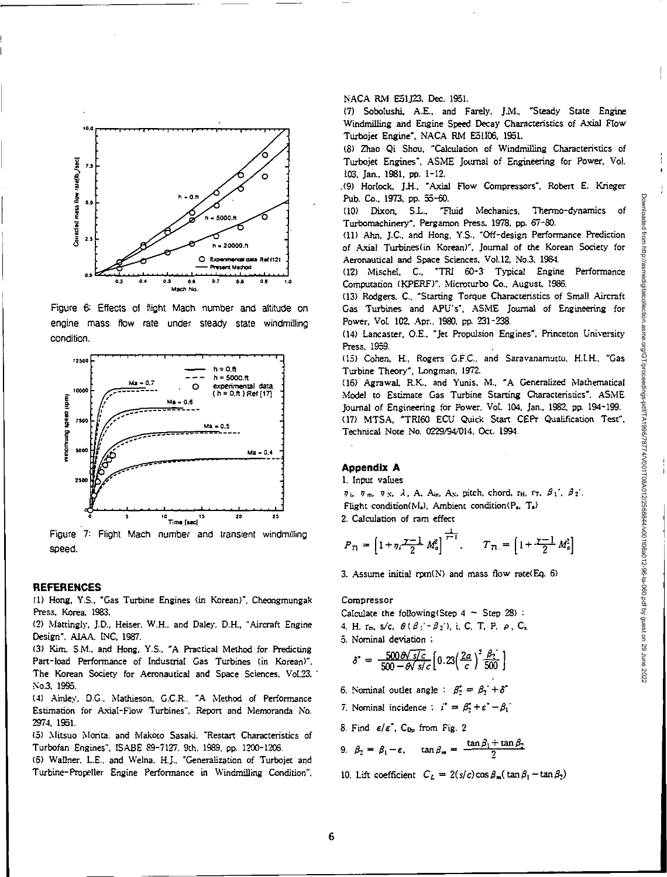Figure 6: Effects of flight Mach number and altitude on engine mass flow rate under steady state windmilling condition.

Figure 7: Flight Mach number and transient windmilling speed.

## REFERENCES

(1) Hong, Y.S., "Gas Turbine Engines (in Korean)", Cheongmungak Press, Korea, 1983.

(2) Mattingly, J.D., Heiser, W.H., and Daley, D.H., "Aircraft Engine Design", AIAA, INC, 1987.

(3) Kim, S.M., and Hong, Y.S., "A Practical Method for Predicting Part-load Performance of Industrial Gas Turbines (in Korean)", The Korean Society for Aeronautical and Space Sciences, Vol.23, No.3, 1995.

(4) Ainley, D.G., Mathieson, G.C.R., "A Method of Performance Estimation for Axial-Flow Turbines", Report and Memoranda No. 2974, 1951.

(5) Mitsuo Morita, and Makoto Sasaki, "Restart Characteristics of Turbofan Engines", ISABE 89-7127, 9th, 1989, pp. 1200-1206.

(6) Wallner, L.E., and Welna, H.J., "Generalization of Turbojet and Turbine-Propeller Engine Performance in Windmilling Condition", NACA RM E51J23, Dec. 1951.

(7) Sobolushi, A.E., and Farely, J.M., "Steady State Engine Windmilling and Engine Speed Decay Characteristics of Axial Flow Turbojet Engine", NACA RM E51I06, 1951.

(8) Zhao Qi Shou, "Calculation of Windmilling Characteristics of Turbojet Engines", ASME Journal of Engineering for Power, Vol. 103, Jan., 1981, pp. 1-12.

(9) Horlock, J.H., "Axial Flow Compressors", Robert E. Krieger Pub. Co., 1973, pp. 55-60.

(10) Dixon, S.L., "Fluid Mechanics, Thermo-dynamics of Turbomachinery", Pergamon Press, 1978, pp. 67-80.

(11) Ahn, J.C., and Hong, Y.S., "Off-design Performance Prediction of Axial Turbines(in Korean)", Journal of the Korean Society for Aeronautical and Space Sciences, Vol.12, No.3, 1984.

(12) Mischel, C., "TRI 60-3 Typical Engine Performance Computation (KPERF)", Microturbo Co., August, 1986.

(13) Rodgers, C., "Starting Torque Characteristics of Small Aircraft Gas Turbines and APU's", ASME Journal of Engineering for Power, Vol. 102, Apr., 1980, pp. 231-238.

(14) Lancaster, O.E., "Jet Propulsion Engines", Princeton University Press, 1959.

(15) Cohen, H., Rogers G.F.C., and Saravanamutto, H.I.H., "Gas Turbine Theory", Longman, 1972.

(16) Agrawal, R.K., and Yunis, M., "A Generalized Mathematical Model to Estimate Gas Turbine Starting Characteristics", ASME Journal of Engineering for Power, Vol. 104, Jan., 1982, pp. 194-199.

(17) MTSA, "TRI60 ECU Quick Start CEPr Qualification Test", Technical Note No. 0229/94/014, Oct. 1994.

## Appendix A

1. Input values

$\eta_i$, $\eta_m$, $\eta_N$, $\lambda$, A, $A_{in}$, $A_N$, pitch, chord, $r_H$, $r_T$, $\beta_1'$, $\beta_2'$,
Flight condition($M_a$), Ambient condition($P_a$, $T_a$)

2. Calculation of ram effect

$$P_{rl} = \left[1+\eta_i\frac{\gamma-1}{2}M_a^2\right]^{\frac{\gamma}{\gamma-1}}, \qquad T_{rl} = \left[1+\frac{\gamma-1}{2}M_a^2\right]$$

3. Assume initial rpm(N) and mass flow rate(Eq. 6)

Compressor

Calculate the following(Step 4 ~ Step 28) :

4. H, $r_m$, s/c, $\theta(\beta_1'-\beta_2')$, i, C, T, P, $\rho$, $C_x$

5. Nominal deviation ;

$$\delta^* = \frac{500\theta\sqrt{s/c}}{500-\theta\sqrt{s/c}}\left[0.23\left(\frac{2a}{c}\right)^2\frac{\beta_2'}{500}\right]$$

6. Nominal outlet angle : $\beta_2^* = \beta_2' + \delta^*$

7. Nominal incidence : $i^* = \beta_2^* + \varepsilon^* - \beta_1'$

8. Find $\varepsilon/\varepsilon^*$, $C_{D_p}$ from Fig. 2

9. $\beta_2 = \beta_1 - \varepsilon$, $\quad \tan\beta_m = \dfrac{\tan\beta_1 + \tan\beta_2}{2}$

10. Lift coefficient $C_L = 2(s/c)\cos\beta_m(\tan\beta_1 - \tan\beta_2)$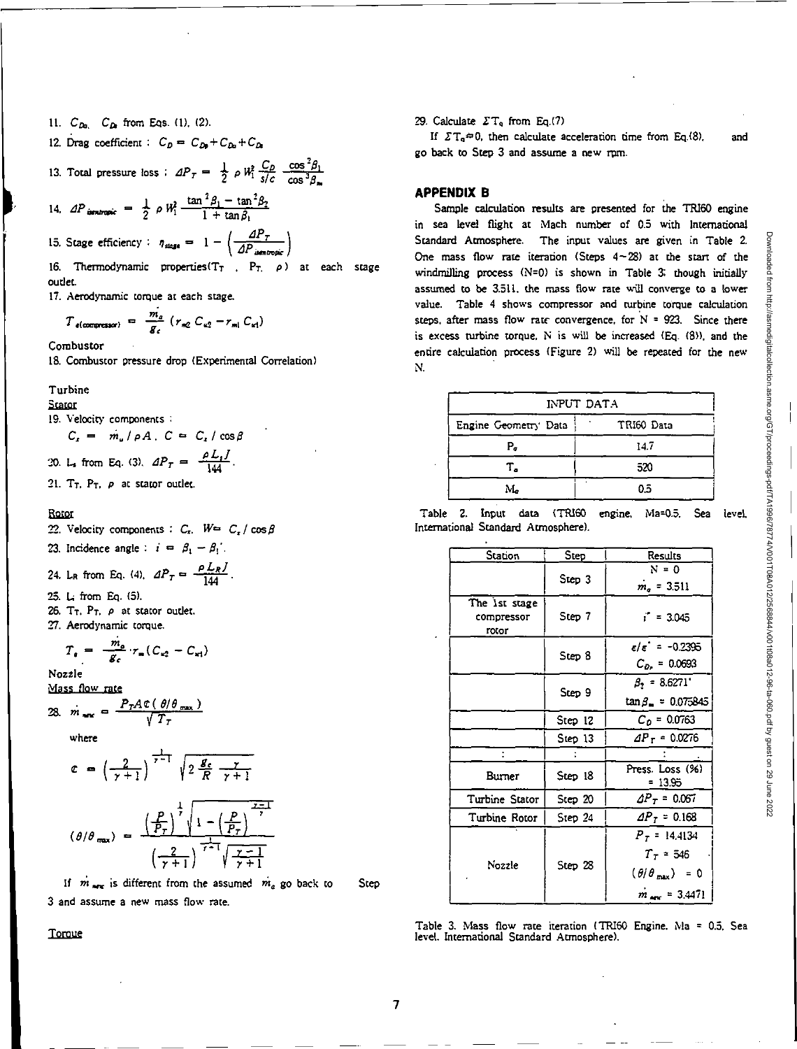11. $C_{Da}$, $C_{Ds}$ from Eqs. (1), (2).

12. Drag coefficient : $C_D = C_{Dp} + C_{Da} + C_{Ds}$

13. Total pressure loss : $\Delta P_T = \frac{1}{2} \rho W_1^2 \frac{C_D}{s/c} \frac{\cos^2 \beta_1}{\cos^3 \beta_m}$

14. $\Delta P_{isentropic} = \frac{1}{2} \rho W_1^2 \frac{\tan^2 \beta_1 - \tan^2 \beta_2}{1 + \tan \beta_1}$

15. Stage efficiency : $\eta_{stage} = 1 - \left( \frac{\Delta P_T}{\Delta P_{isentropic}} \right)$

16. Thermodynamic properties($T_T$ , $P_T$, $\rho$) at each stage outlet.

17. Aerodynamic torque at each stage.

$$T_{a(compressor)} = \frac{\dot{m}_a}{g_c} (r_{m2} C_{u2} - r_{m1} C_{u1})$$

Combustor

18. Combustor pressure drop (Experimental Correlation)

Turbine

Stator

19. Velocity components :

$$C_x = \dot{m}_a / \rho A , \; C = C_x / \cos \beta$$

20. $L_s$ from Eq. (3), $\Delta P_T = \frac{\rho L_s J}{144}$.

21. $T_T$, $P_T$, $\rho$ at stator outlet.

Rotor

22. Velocity components : $C_x$, $W = C_x / \cos \beta$

23. Incidence angle : $i = \beta_1 - \beta_1'$.

24. $L_R$ from Eq. (4), $\Delta P_T = \frac{\rho L_R J}{144}$.

25. $L_i$ from Eq. (5).

26. $T_T$, $P_T$, $\rho$ at stator outlet.

27. Aerodynamic torque.

$$T_a = \frac{\dot{m}_a}{g_c} \cdot r_m (C_{u2} - C_{u1})$$

Nozzle

Mass flow rate

28. $$\dot{m}_{new} = \frac{P_T A \mathfrak{C} (\theta / \theta_{max})}{\sqrt{T_T}}$$

where

$$\mathfrak{C} = \left( \frac{2}{\gamma + 1} \right)^{\frac{1}{\gamma - 1}} \sqrt{2 \frac{g_c}{R} \frac{\gamma}{\gamma + 1}}$$

$$(\theta / \theta_{max}) = \frac{\left( \frac{P}{P_T} \right)^{\frac{1}{\gamma}} \sqrt{1 - \left( \frac{P}{P_T} \right)^{\frac{\gamma - 1}{\gamma}}}}{\left( \frac{2}{\gamma + 1} \right)^{\frac{1}{\gamma - 1}} \sqrt{\frac{\gamma - 1}{\gamma + 1}}}$$

If $\dot{m}_{new}$ is different from the assumed $\dot{m}_a$ go back to Step 3 and assume a new mass flow rate.

Torque

29. Calculate $\Sigma T_a$ from Eq.(7)

If $\Sigma T_a \neq 0$, then calculate acceleration time from Eq.(8), and go back to Step 3 and assume a new rpm.

## APPENDIX B

Sample calculation results are presented for the TRI60 engine in sea level flight at Mach number of 0.5 with International Standard Atmosphere. The input values are given in Table 2. One mass flow rate iteration (Steps 4~28) at the start of the windmilling process (N=0) is shown in Table 3: though initially assumed to be 3.511, the mass flow rate will converge to a lower value. Table 4 shows compressor and turbine torque calculation steps, after mass flow rate convergence, for N = 923. Since there is excess turbine torque, N is will be increased (Eq. (8)), and the entire calculation process (Figure 2) will be repeated for the new N.

| INPUT DATA | |
|---|---|
| Engine Geometry Data | TRI60 Data |
| $P_a$ | 14.7 |
| $T_a$ | 520 |
| $M_a$ | 0.5 |

Table 2. Input data (TRI60 engine, Ma=0.5, Sea level, International Standard Atmosphere).

| Station | Step | Results |
|---|---|---|
| | Step 3 | N = 0<br>$\dot{m}_a$ = 3.511 |
| The 1st stage compressor rotor | Step 7 | $i^*$ = 3.045 |
| | Step 8 | $\varepsilon/\varepsilon^*$ = -0.2395<br>$C_{Dp}$ = 0.0693 |
| | Step 9 | $\beta_2$ = 8.6271°<br>$\tan\beta_m$ = 0.075845 |
| | Step 12 | $C_D$ = 0.0763 |
| | Step 13 | $\Delta P_T$ = 0.0276 |
| : | : | : |
| Burner | Step 18 | Press. Loss (%) = 13.95 |
| Turbine Stator | Step 20 | $\Delta P_T$ = 0.067 |
| Turbine Rotor | Step 24 | $\Delta P_T$ = 0.168 |
| Nozzle | Step 28 | $P_T$ = 14.4134<br>$T_T$ = 546<br>$(\theta/\theta_{max})$ = 0<br>$\dot{m}_{new}$ = 3.4471 |

Table 3. Mass flow rate iteration (TRI60 Engine, Ma = 0.5, Sea level, International Standard Atmosphere).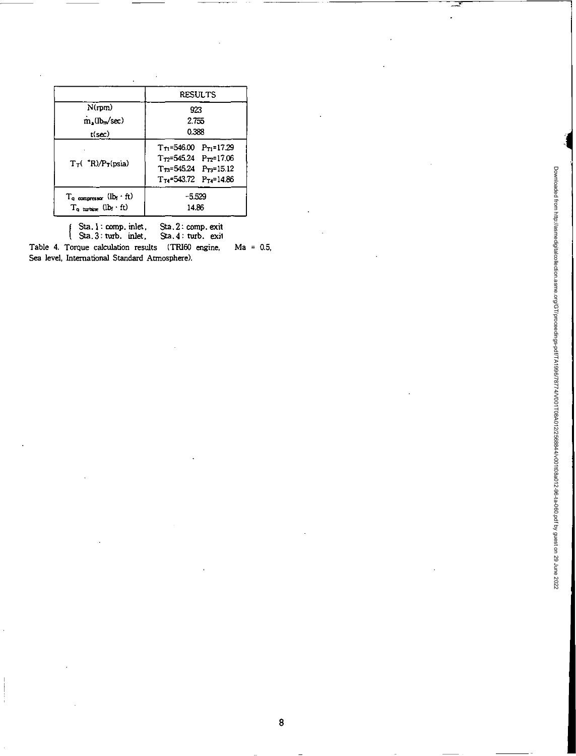| | RESULTS |
|---|---|
| N(rpm) | 923 |
| $\dot{m}_a$(lb$_m$/sec) | 2.755 |
| t(sec) | 0.388 |
| $T_T$( °R)/$P_T$(psia) | $T_{T1}$=546.00 $P_{T1}$=17.29<br>$T_{T2}$=545.24 $P_{T2}$=17.06<br>$T_{T3}$=545.24 $P_{T3}$=15.12<br>$T_{T4}$=543.72 $P_{T4}$=14.86 |
| $T_{q\ compressor}$ (lb$_f$ · ft)<br>$T_{q\ turbine}$ (lb$_f$ · ft) | −5.529<br>14.86 |

Sta. 1 : comp. inlet, Sta. 2 : comp. exit
Sta. 3 : turb. inlet, Sta. 4 : turb. exit

Table 4. Torque calculation results (TRI60 engine, Ma = 0.5, Sea level, International Standard Atmosphere).